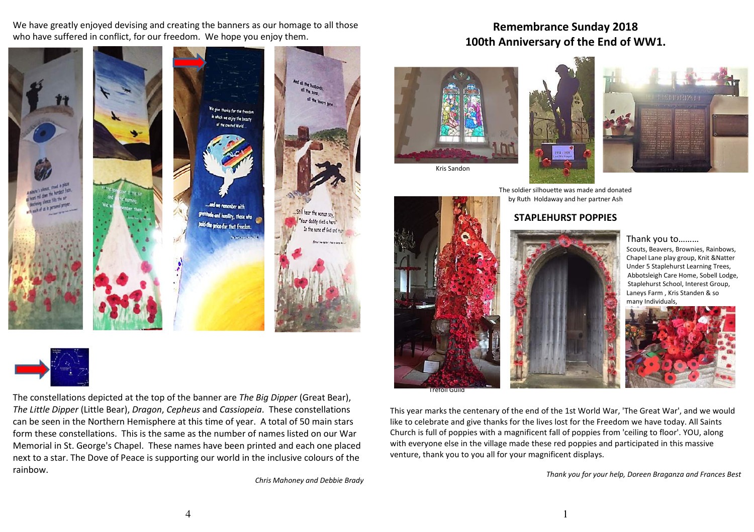We have greatly enjoyed devising and creating the banners as our homage to all those who have suffered in conflict, for our freedom. We hope you enjoy them.

The constellations depicted at the top of the banner are *The Big Dipper* (Great Bear), *The Little Dipper* (Little Bear), *Dragon*, *Cepheus* and *Cassiopeia*. These constellations can be seen in the Northern Hemisphere at this time of year. A total of 50 main stars form these constellations. This is the same as the number of names listed on our War Memorial in St. George's Chapel. These names have been printed and each one placed next to a star. The Dove of Peace is supporting our world in the inclusive colours of the rainbow.

*Chris Mahoney and Debbie Brady*

# Remembrance Sunday 2018
# 100th Anniversary of the End of WW1.

Kris Sandon

The soldier silhouette was made and donated by Ruth Holdaway and her partner Ash

## STAPLEHURST POPPIES

Thank you to………

Scouts, Beavers, Brownies, Rainbows, Chapel Lane play group, Knit &Natter Under 5 Staplehurst Learning Trees, Abbotsleigh Care Home, Sobell Lodge, Staplehurst School, Interest Group, Laneys Farm , Kris Standen & so many Individuals,

Trefoil Guild

This year marks the centenary of the end of the 1st World War, 'The Great War', and we would like to celebrate and give thanks for the lives lost for the Freedom we have today. All Saints Church is full of poppies with a magnificent fall of poppies from 'ceiling to floor'. YOU, along with everyone else in the village made these red poppies and participated in this massive venture, thank you to you all for your magnificent displays.

*Thank you for your help, Doreen Braganza and Frances Best*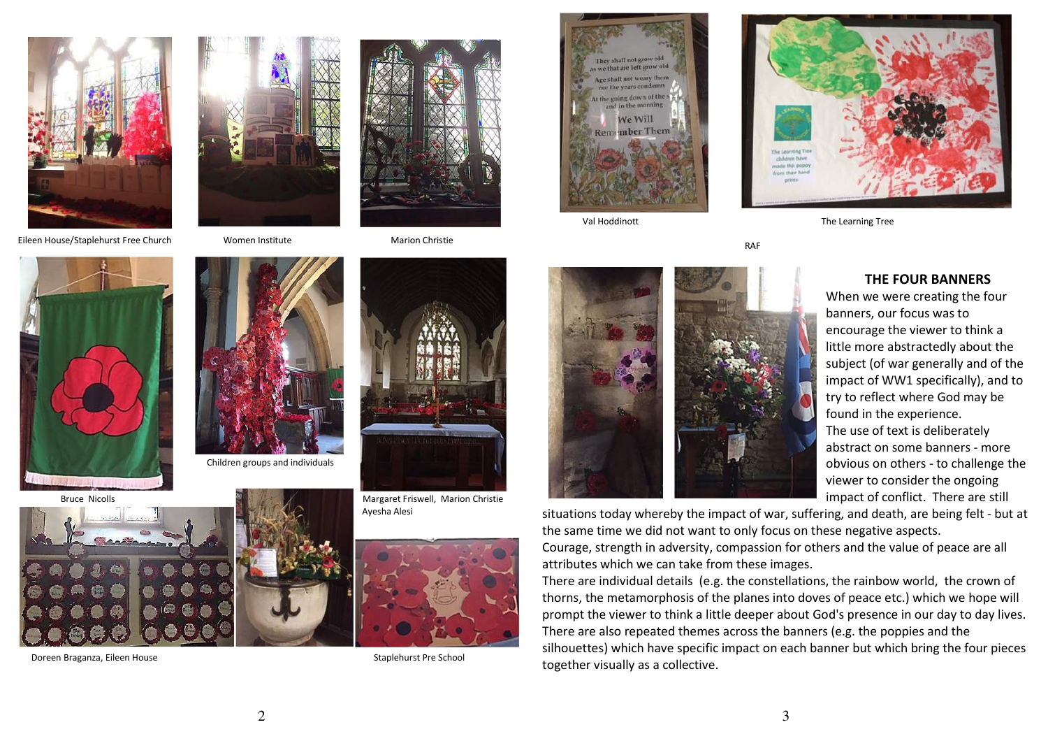Eileen House/Staplehurst Free Church

Women Institute

Marion Christie

Val Hoddinott

The Learning Tree

RAF

Children groups and individuals

Bruce Nicolls

Margaret Friswell, Marion Christie
Ayesha Alesi

Doreen Braganza, Eileen House

Staplehurst Pre School

## THE FOUR BANNERS

When we were creating the four banners, our focus was to encourage the viewer to think a little more abstractedly about the subject (of war generally and of the impact of WW1 specifically), and to try to reflect where God may be found in the experience.

The use of text is deliberately abstract on some banners - more obvious on others - to challenge the viewer to consider the ongoing impact of conflict. There are still situations today whereby the impact of war, suffering, and death, are being felt - but at the same time we did not want to only focus on these negative aspects.

Courage, strength in adversity, compassion for others and the value of peace are all attributes which we can take from these images.

There are individual details (e.g. the constellations, the rainbow world, the crown of thorns, the metamorphosis of the planes into doves of peace etc.) which we hope will prompt the viewer to think a little deeper about God's presence in our day to day lives. There are also repeated themes across the banners (e.g. the poppies and the silhouettes) which have specific impact on each banner but which bring the four pieces together visually as a collective.